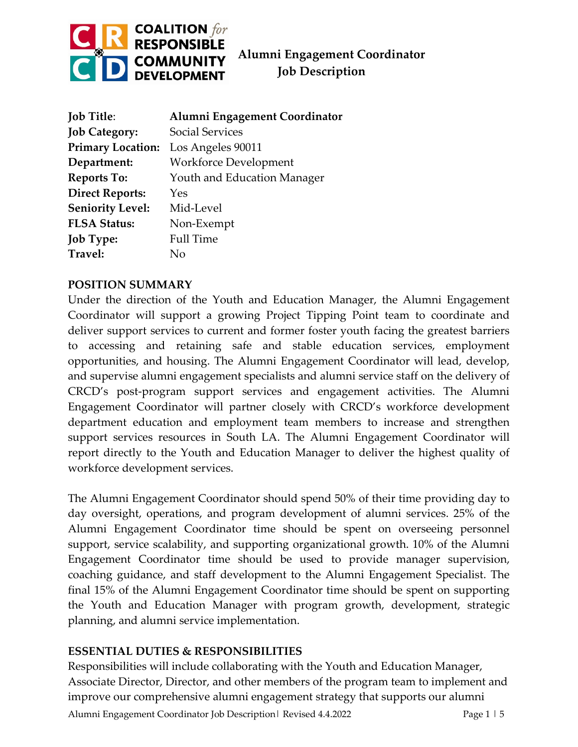# Alumni Engagement Coordinator Job Description

| | |
|---|---|
| **Job Title**: | **Alumni Engagement Coordinator** |
| **Job Category:** | Social Services |
| **Primary Location:** | Los Angeles 90011 |
| **Department:** | Workforce Development |
| **Reports To:** | Youth and Education Manager |
| **Direct Reports:** | Yes |
| **Seniority Level:** | Mid-Level |
| **FLSA Status:** | Non-Exempt |
| **Job Type:** | Full Time |
| **Travel:** | No |

## POSITION SUMMARY

Under the direction of the Youth and Education Manager, the Alumni Engagement Coordinator will support a growing Project Tipping Point team to coordinate and deliver support services to current and former foster youth facing the greatest barriers to accessing and retaining safe and stable education services, employment opportunities, and housing. The Alumni Engagement Coordinator will lead, develop, and supervise alumni engagement specialists and alumni service staff on the delivery of CRCD's post-program support services and engagement activities. The Alumni Engagement Coordinator will partner closely with CRCD's workforce development department education and employment team members to increase and strengthen support services resources in South LA. The Alumni Engagement Coordinator will report directly to the Youth and Education Manager to deliver the highest quality of workforce development services.

The Alumni Engagement Coordinator should spend 50% of their time providing day to day oversight, operations, and program development of alumni services. 25% of the Alumni Engagement Coordinator time should be spent on overseeing personnel support, service scalability, and supporting organizational growth. 10% of the Alumni Engagement Coordinator time should be used to provide manager supervision, coaching guidance, and staff development to the Alumni Engagement Specialist. The final 15% of the Alumni Engagement Coordinator time should be spent on supporting the Youth and Education Manager with program growth, development, strategic planning, and alumni service implementation.

## ESSENTIAL DUTIES & RESPONSIBILITIES

Responsibilities will include collaborating with the Youth and Education Manager, Associate Director, Director, and other members of the program team to implement and improve our comprehensive alumni engagement strategy that supports our alumni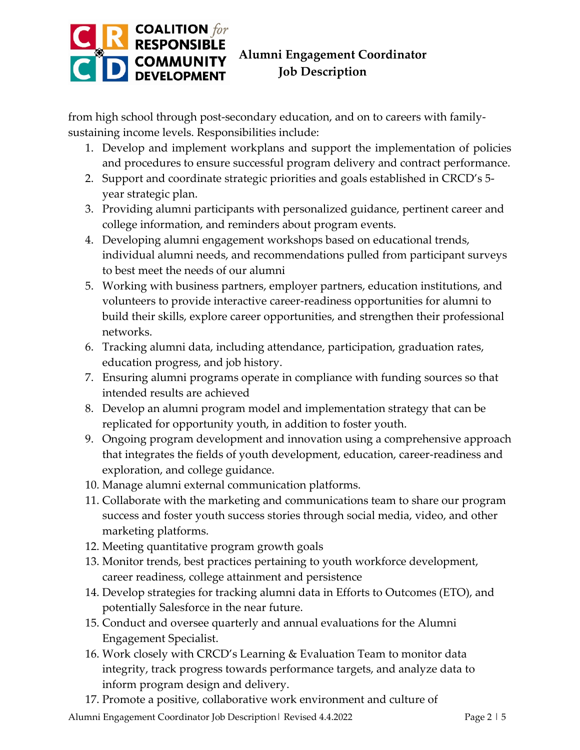from high school through post-secondary education, and on to careers with family-sustaining income levels. Responsibilities include:

1. Develop and implement workplans and support the implementation of policies and procedures to ensure successful program delivery and contract performance.
2. Support and coordinate strategic priorities and goals established in CRCD's 5-year strategic plan.
3. Providing alumni participants with personalized guidance, pertinent career and college information, and reminders about program events.
4. Developing alumni engagement workshops based on educational trends, individual alumni needs, and recommendations pulled from participant surveys to best meet the needs of our alumni
5. Working with business partners, employer partners, education institutions, and volunteers to provide interactive career-readiness opportunities for alumni to build their skills, explore career opportunities, and strengthen their professional networks.
6. Tracking alumni data, including attendance, participation, graduation rates, education progress, and job history.
7. Ensuring alumni programs operate in compliance with funding sources so that intended results are achieved
8. Develop an alumni program model and implementation strategy that can be replicated for opportunity youth, in addition to foster youth.
9. Ongoing program development and innovation using a comprehensive approach that integrates the fields of youth development, education, career-readiness and exploration, and college guidance.
10. Manage alumni external communication platforms.
11. Collaborate with the marketing and communications team to share our program success and foster youth success stories through social media, video, and other marketing platforms.
12. Meeting quantitative program growth goals
13. Monitor trends, best practices pertaining to youth workforce development, career readiness, college attainment and persistence
14. Develop strategies for tracking alumni data in Efforts to Outcomes (ETO), and potentially Salesforce in the near future.
15. Conduct and oversee quarterly and annual evaluations for the Alumni Engagement Specialist.
16. Work closely with CRCD's Learning & Evaluation Team to monitor data integrity, track progress towards performance targets, and analyze data to inform program design and delivery.
17. Promote a positive, collaborative work environment and culture of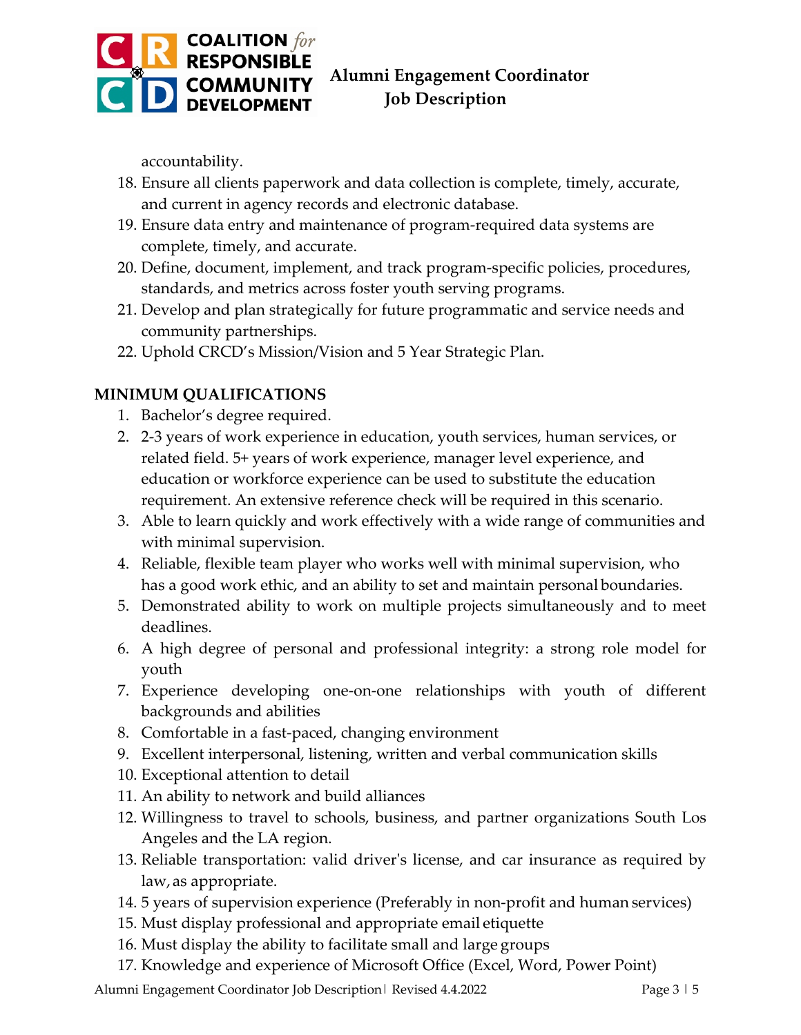accountability.

18. Ensure all clients paperwork and data collection is complete, timely, accurate, and current in agency records and electronic database.
19. Ensure data entry and maintenance of program-required data systems are complete, timely, and accurate.
20. Define, document, implement, and track program-specific policies, procedures, standards, and metrics across foster youth serving programs.
21. Develop and plan strategically for future programmatic and service needs and community partnerships.
22. Uphold CRCD's Mission/Vision and 5 Year Strategic Plan.

## MINIMUM QUALIFICATIONS

1. Bachelor's degree required.
2. 2-3 years of work experience in education, youth services, human services, or related field. 5+ years of work experience, manager level experience, and education or workforce experience can be used to substitute the education requirement. An extensive reference check will be required in this scenario.
3. Able to learn quickly and work effectively with a wide range of communities and with minimal supervision.
4. Reliable, flexible team player who works well with minimal supervision, who has a good work ethic, and an ability to set and maintain personal boundaries.
5. Demonstrated ability to work on multiple projects simultaneously and to meet deadlines.
6. A high degree of personal and professional integrity: a strong role model for youth
7. Experience developing one-on-one relationships with youth of different backgrounds and abilities
8. Comfortable in a fast-paced, changing environment
9. Excellent interpersonal, listening, written and verbal communication skills
10. Exceptional attention to detail
11. An ability to network and build alliances
12. Willingness to travel to schools, business, and partner organizations South Los Angeles and the LA region.
13. Reliable transportation: valid driver's license, and car insurance as required by law, as appropriate.
14. 5 years of supervision experience (Preferably in non-profit and human services)
15. Must display professional and appropriate email etiquette
16. Must display the ability to facilitate small and large groups
17. Knowledge and experience of Microsoft Office (Excel, Word, Power Point)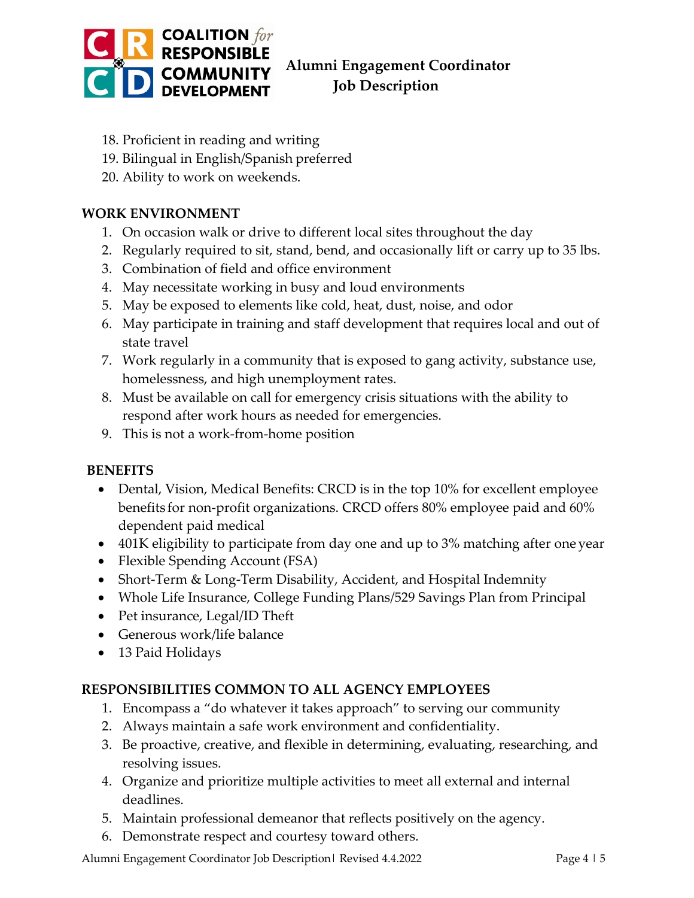18. Proficient in reading and writing
19. Bilingual in English/Spanish preferred
20. Ability to work on weekends.

## WORK ENVIRONMENT

1. On occasion walk or drive to different local sites throughout the day
2. Regularly required to sit, stand, bend, and occasionally lift or carry up to 35 lbs.
3. Combination of field and office environment
4. May necessitate working in busy and loud environments
5. May be exposed to elements like cold, heat, dust, noise, and odor
6. May participate in training and staff development that requires local and out of state travel
7. Work regularly in a community that is exposed to gang activity, substance use, homelessness, and high unemployment rates.
8. Must be available on call for emergency crisis situations with the ability to respond after work hours as needed for emergencies.
9. This is not a work-from-home position

## BENEFITS

- Dental, Vision, Medical Benefits: CRCD is in the top 10% for excellent employee benefits for non-profit organizations. CRCD offers 80% employee paid and 60% dependent paid medical
- 401K eligibility to participate from day one and up to 3% matching after one year
- Flexible Spending Account (FSA)
- Short-Term & Long-Term Disability, Accident, and Hospital Indemnity
- Whole Life Insurance, College Funding Plans/529 Savings Plan from Principal
- Pet insurance, Legal/ID Theft
- Generous work/life balance
- 13 Paid Holidays

## RESPONSIBILITIES COMMON TO ALL AGENCY EMPLOYEES

1. Encompass a "do whatever it takes approach" to serving our community
2. Always maintain a safe work environment and confidentiality.
3. Be proactive, creative, and flexible in determining, evaluating, researching, and resolving issues.
4. Organize and prioritize multiple activities to meet all external and internal deadlines.
5. Maintain professional demeanor that reflects positively on the agency.
6. Demonstrate respect and courtesy toward others.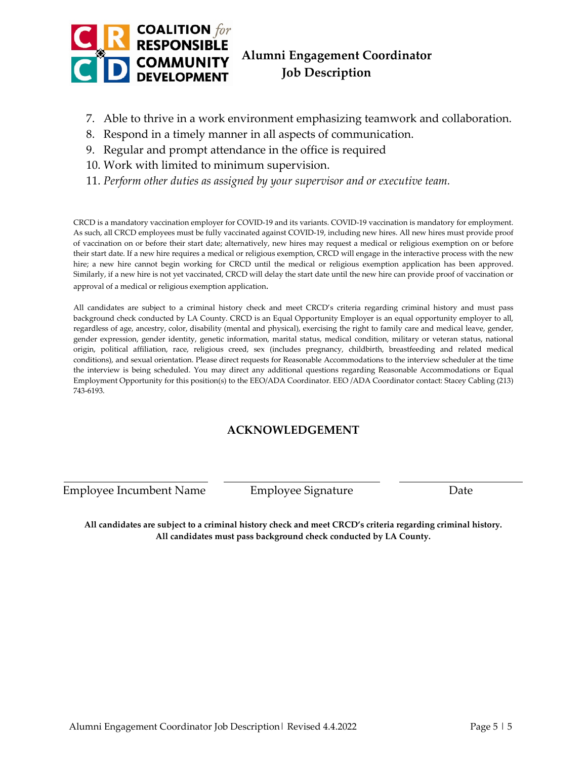7. Able to thrive in a work environment emphasizing teamwork and collaboration.
8. Respond in a timely manner in all aspects of communication.
9. Regular and prompt attendance in the office is required
10. Work with limited to minimum supervision.
11. *Perform other duties as assigned by your supervisor and or executive team.*

CRCD is a mandatory vaccination employer for COVID-19 and its variants. COVID-19 vaccination is mandatory for employment. As such, all CRCD employees must be fully vaccinated against COVID-19, including new hires. All new hires must provide proof of vaccination on or before their start date; alternatively, new hires may request a medical or religious exemption on or before their start date. If a new hire requires a medical or religious exemption, CRCD will engage in the interactive process with the new hire; a new hire cannot begin working for CRCD until the medical or religious exemption application has been approved. Similarly, if a new hire is not yet vaccinated, CRCD will delay the start date until the new hire can provide proof of vaccination or approval of a medical or religious exemption application.

All candidates are subject to a criminal history check and meet CRCD's criteria regarding criminal history and must pass background check conducted by LA County. CRCD is an Equal Opportunity Employer is an equal opportunity employer to all, regardless of age, ancestry, color, disability (mental and physical), exercising the right to family care and medical leave, gender, gender expression, gender identity, genetic information, marital status, medical condition, military or veteran status, national origin, political affiliation, race, religious creed, sex (includes pregnancy, childbirth, breastfeeding and related medical conditions), and sexual orientation. Please direct requests for Reasonable Accommodations to the interview scheduler at the time the interview is being scheduled. You may direct any additional questions regarding Reasonable Accommodations or Equal Employment Opportunity for this position(s) to the EEO/ADA Coordinator. EEO /ADA Coordinator contact: Stacey Cabling (213) 743-6193.

## ACKNOWLEDGEMENT

| Employee Incumbent Name | Employee Signature | Date |
|---|---|---|
| | | |

**All candidates are subject to a criminal history check and meet CRCD's criteria regarding criminal history. All candidates must pass background check conducted by LA County.**